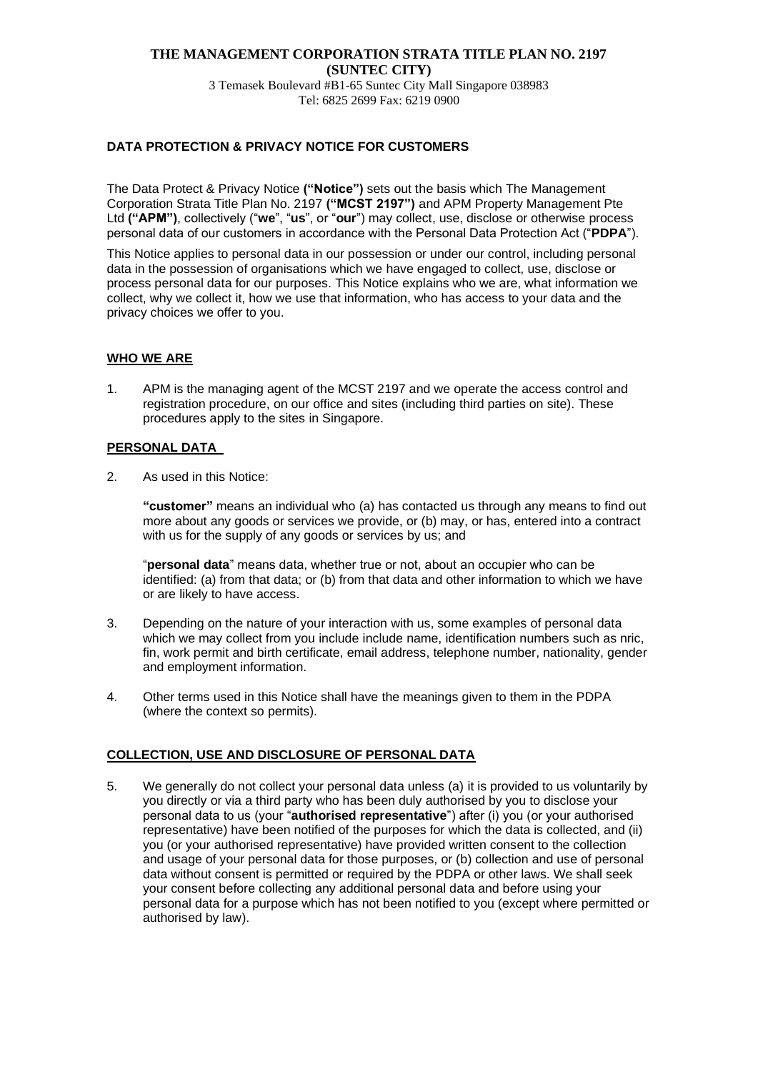**THE MANAGEMENT CORPORATION STRATA TITLE PLAN NO. 2197**
**(SUNTEC CITY)**

3 Temasek Boulevard #B1-65 Suntec City Mall Singapore 038983
Tel: 6825 2699 Fax: 6219 0900

## DATA PROTECTION & PRIVACY NOTICE FOR CUSTOMERS

The Data Protect & Privacy Notice **("Notice")** sets out the basis which The Management Corporation Strata Title Plan No. 2197 **("MCST 2197")** and APM Property Management Pte Ltd **("APM")**, collectively ("**we**", "**us**", or "**our**") may collect, use, disclose or otherwise process personal data of our customers in accordance with the Personal Data Protection Act ("**PDPA**").

This Notice applies to personal data in our possession or under our control, including personal data in the possession of organisations which we have engaged to collect, use, disclose or process personal data for our purposes. This Notice explains who we are, what information we collect, why we collect it, how we use that information, who has access to your data and the privacy choices we offer to you.

### WHO WE ARE

1. APM is the managing agent of the MCST 2197 and we operate the access control and registration procedure, on our office and sites (including third parties on site). These procedures apply to the sites in Singapore.

### PERSONAL DATA

2. As used in this Notice:

   **"customer"** means an individual who (a) has contacted us through any means to find out more about any goods or services we provide, or (b) may, or has, entered into a contract with us for the supply of any goods or services by us; and

   "**personal data**" means data, whether true or not, about an occupier who can be identified: (a) from that data; or (b) from that data and other information to which we have or are likely to have access.

3. Depending on the nature of your interaction with us, some examples of personal data which we may collect from you include include name, identification numbers such as nric, fin, work permit and birth certificate, email address, telephone number, nationality, gender and employment information.

4. Other terms used in this Notice shall have the meanings given to them in the PDPA (where the context so permits).

### COLLECTION, USE AND DISCLOSURE OF PERSONAL DATA

5. We generally do not collect your personal data unless (a) it is provided to us voluntarily by you directly or via a third party who has been duly authorised by you to disclose your personal data to us (your "**authorised representative**") after (i) you (or your authorised representative) have been notified of the purposes for which the data is collected, and (ii) you (or your authorised representative) have provided written consent to the collection and usage of your personal data for those purposes, or (b) collection and use of personal data without consent is permitted or required by the PDPA or other laws. We shall seek your consent before collecting any additional personal data and before using your personal data for a purpose which has not been notified to you (except where permitted or authorised by law).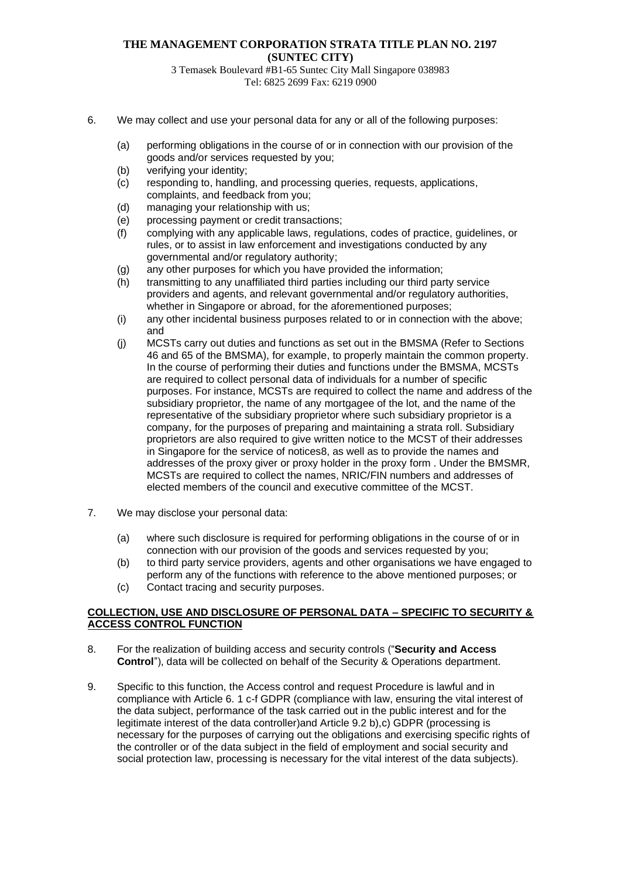6. We may collect and use your personal data for any or all of the following purposes:

   (a) performing obligations in the course of or in connection with our provision of the goods and/or services requested by you;
   (b) verifying your identity;
   (c) responding to, handling, and processing queries, requests, applications, complaints, and feedback from you;
   (d) managing your relationship with us;
   (e) processing payment or credit transactions;
   (f) complying with any applicable laws, regulations, codes of practice, guidelines, or rules, or to assist in law enforcement and investigations conducted by any governmental and/or regulatory authority;
   (g) any other purposes for which you have provided the information;
   (h) transmitting to any unaffiliated third parties including our third party service providers and agents, and relevant governmental and/or regulatory authorities, whether in Singapore or abroad, for the aforementioned purposes;
   (i) any other incidental business purposes related to or in connection with the above; and
   (j) MCSTs carry out duties and functions as set out in the BMSMA (Refer to Sections 46 and 65 of the BMSMA), for example, to properly maintain the common property. In the course of performing their duties and functions under the BMSMA, MCSTs are required to collect personal data of individuals for a number of specific purposes. For instance, MCSTs are required to collect the name and address of the subsidiary proprietor, the name of any mortgagee of the lot, and the name of the representative of the subsidiary proprietor where such subsidiary proprietor is a company, for the purposes of preparing and maintaining a strata roll. Subsidiary proprietors are also required to give written notice to the MCST of their addresses in Singapore for the service of notices8, as well as to provide the names and addresses of the proxy giver or proxy holder in the proxy form . Under the BMSMR, MCSTs are required to collect the names, NRIC/FIN numbers and addresses of elected members of the council and executive committee of the MCST.

7. We may disclose your personal data:

   (a) where such disclosure is required for performing obligations in the course of or in connection with our provision of the goods and services requested by you;
   (b) to third party service providers, agents and other organisations we have engaged to perform any of the functions with reference to the above mentioned purposes; or
   (c) Contact tracing and security purposes.

**COLLECTION, USE AND DISCLOSURE OF PERSONAL DATA – SPECIFIC TO SECURITY & ACCESS CONTROL FUNCTION**

8. For the realization of building access and security controls ("**Security and Access Control**"), data will be collected on behalf of the Security & Operations department.

9. Specific to this function, the Access control and request Procedure is lawful and in compliance with Article 6. 1 c-f GDPR (compliance with law, ensuring the vital interest of the data subject, performance of the task carried out in the public interest and for the legitimate interest of the data controller)and Article 9.2 b),c) GDPR (processing is necessary for the purposes of carrying out the obligations and exercising specific rights of the controller or of the data subject in the field of employment and social security and social protection law, processing is necessary for the vital interest of the data subjects).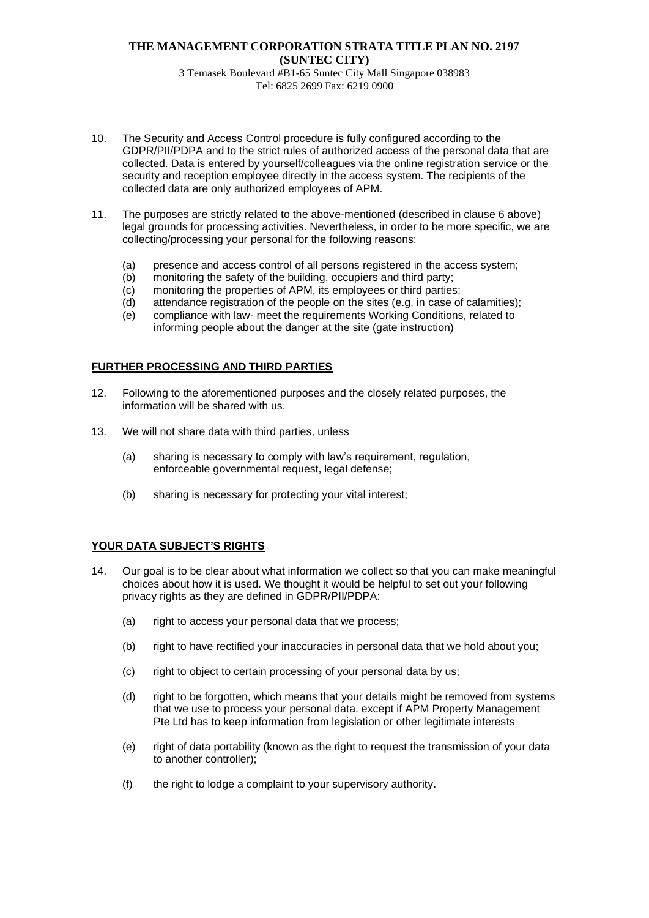10. The Security and Access Control procedure is fully configured according to the GDPR/PII/PDPA and to the strict rules of authorized access of the personal data that are collected. Data is entered by yourself/colleagues via the online registration service or the security and reception employee directly in the access system. The recipients of the collected data are only authorized employees of APM.

11. The purposes are strictly related to the above-mentioned (described in clause 6 above) legal grounds for processing activities. Nevertheless, in order to be more specific, we are collecting/processing your personal for the following reasons:

    (a) presence and access control of all persons registered in the access system;
    (b) monitoring the safety of the building, occupiers and third party;
    (c) monitoring the properties of APM, its employees or third parties;
    (d) attendance registration of the people on the sites (e.g. in case of calamities);
    (e) compliance with law- meet the requirements Working Conditions, related to informing people about the danger at the site (gate instruction)

**FURTHER PROCESSING AND THIRD PARTIES**

12. Following to the aforementioned purposes and the closely related purposes, the information will be shared with us.

13. We will not share data with third parties, unless

    (a) sharing is necessary to comply with law's requirement, regulation, enforceable governmental request, legal defense;

    (b) sharing is necessary for protecting your vital interest;

**YOUR DATA SUBJECT'S RIGHTS**

14. Our goal is to be clear about what information we collect so that you can make meaningful choices about how it is used. We thought it would be helpful to set out your following privacy rights as they are defined in GDPR/PII/PDPA:

    (a) right to access your personal data that we process;

    (b) right to have rectified your inaccuracies in personal data that we hold about you;

    (c) right to object to certain processing of your personal data by us;

    (d) right to be forgotten, which means that your details might be removed from systems that we use to process your personal data. except if APM Property Management Pte Ltd has to keep information from legislation or other legitimate interests

    (e) right of data portability (known as the right to request the transmission of your data to another controller);

    (f) the right to lodge a complaint to your supervisory authority.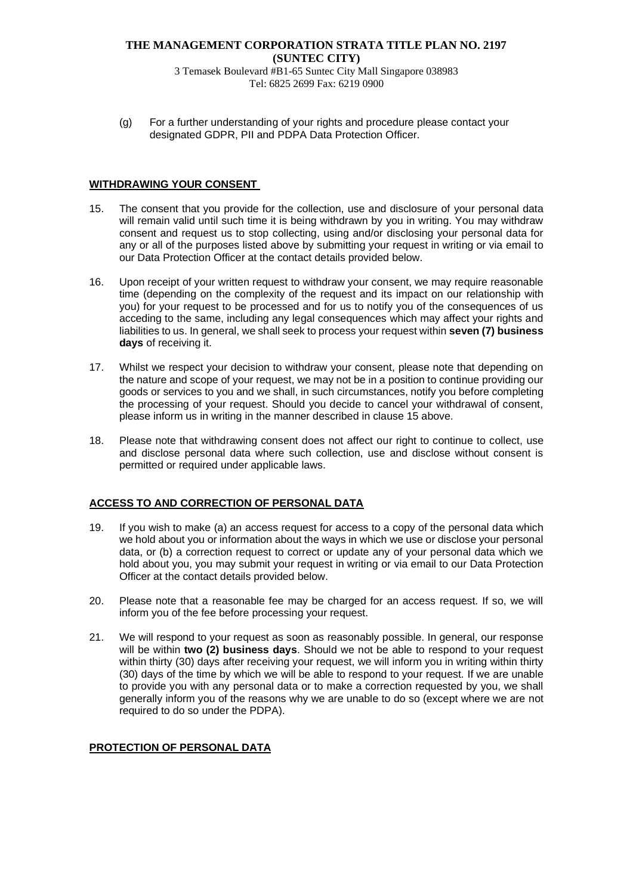(g) For a further understanding of your rights and procedure please contact your designated GDPR, PII and PDPA Data Protection Officer.

## WITHDRAWING YOUR CONSENT

15. The consent that you provide for the collection, use and disclosure of your personal data will remain valid until such time it is being withdrawn by you in writing. You may withdraw consent and request us to stop collecting, using and/or disclosing your personal data for any or all of the purposes listed above by submitting your request in writing or via email to our Data Protection Officer at the contact details provided below.

16. Upon receipt of your written request to withdraw your consent, we may require reasonable time (depending on the complexity of the request and its impact on our relationship with you) for your request to be processed and for us to notify you of the consequences of us acceding to the same, including any legal consequences which may affect your rights and liabilities to us. In general, we shall seek to process your request within **seven (7) business days** of receiving it.

17. Whilst we respect your decision to withdraw your consent, please note that depending on the nature and scope of your request, we may not be in a position to continue providing our goods or services to you and we shall, in such circumstances, notify you before completing the processing of your request. Should you decide to cancel your withdrawal of consent, please inform us in writing in the manner described in clause 15 above.

18. Please note that withdrawing consent does not affect our right to continue to collect, use and disclose personal data where such collection, use and disclose without consent is permitted or required under applicable laws.

## ACCESS TO AND CORRECTION OF PERSONAL DATA

19. If you wish to make (a) an access request for access to a copy of the personal data which we hold about you or information about the ways in which we use or disclose your personal data, or (b) a correction request to correct or update any of your personal data which we hold about you, you may submit your request in writing or via email to our Data Protection Officer at the contact details provided below.

20. Please note that a reasonable fee may be charged for an access request. If so, we will inform you of the fee before processing your request.

21. We will respond to your request as soon as reasonably possible. In general, our response will be within **two (2) business days**. Should we not be able to respond to your request within thirty (30) days after receiving your request, we will inform you in writing within thirty (30) days of the time by which we will be able to respond to your request. If we are unable to provide you with any personal data or to make a correction requested by you, we shall generally inform you of the reasons why we are unable to do so (except where we are not required to do so under the PDPA).

## PROTECTION OF PERSONAL DATA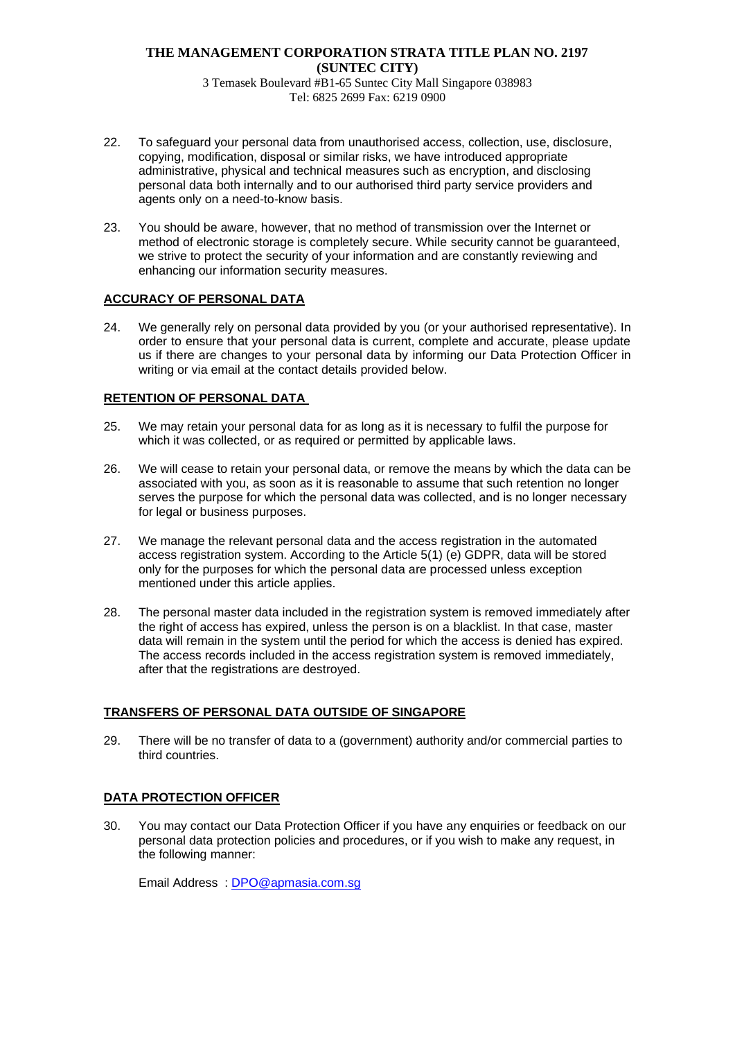22. To safeguard your personal data from unauthorised access, collection, use, disclosure, copying, modification, disposal or similar risks, we have introduced appropriate administrative, physical and technical measures such as encryption, and disclosing personal data both internally and to our authorised third party service providers and agents only on a need-to-know basis.

23. You should be aware, however, that no method of transmission over the Internet or method of electronic storage is completely secure. While security cannot be guaranteed, we strive to protect the security of your information and are constantly reviewing and enhancing our information security measures.

## ACCURACY OF PERSONAL DATA

24. We generally rely on personal data provided by you (or your authorised representative). In order to ensure that your personal data is current, complete and accurate, please update us if there are changes to your personal data by informing our Data Protection Officer in writing or via email at the contact details provided below.

## RETENTION OF PERSONAL DATA

25. We may retain your personal data for as long as it is necessary to fulfil the purpose for which it was collected, or as required or permitted by applicable laws.

26. We will cease to retain your personal data, or remove the means by which the data can be associated with you, as soon as it is reasonable to assume that such retention no longer serves the purpose for which the personal data was collected, and is no longer necessary for legal or business purposes.

27. We manage the relevant personal data and the access registration in the automated access registration system. According to the Article 5(1) (e) GDPR, data will be stored only for the purposes for which the personal data are processed unless exception mentioned under this article applies.

28. The personal master data included in the registration system is removed immediately after the right of access has expired, unless the person is on a blacklist. In that case, master data will remain in the system until the period for which the access is denied has expired. The access records included in the access registration system is removed immediately, after that the registrations are destroyed.

## TRANSFERS OF PERSONAL DATA OUTSIDE OF SINGAPORE

29. There will be no transfer of data to a (government) authority and/or commercial parties to third countries.

## DATA PROTECTION OFFICER

30. You may contact our Data Protection Officer if you have any enquiries or feedback on our personal data protection policies and procedures, or if you wish to make any request, in the following manner:

    Email Address : DPO@apmasia.com.sg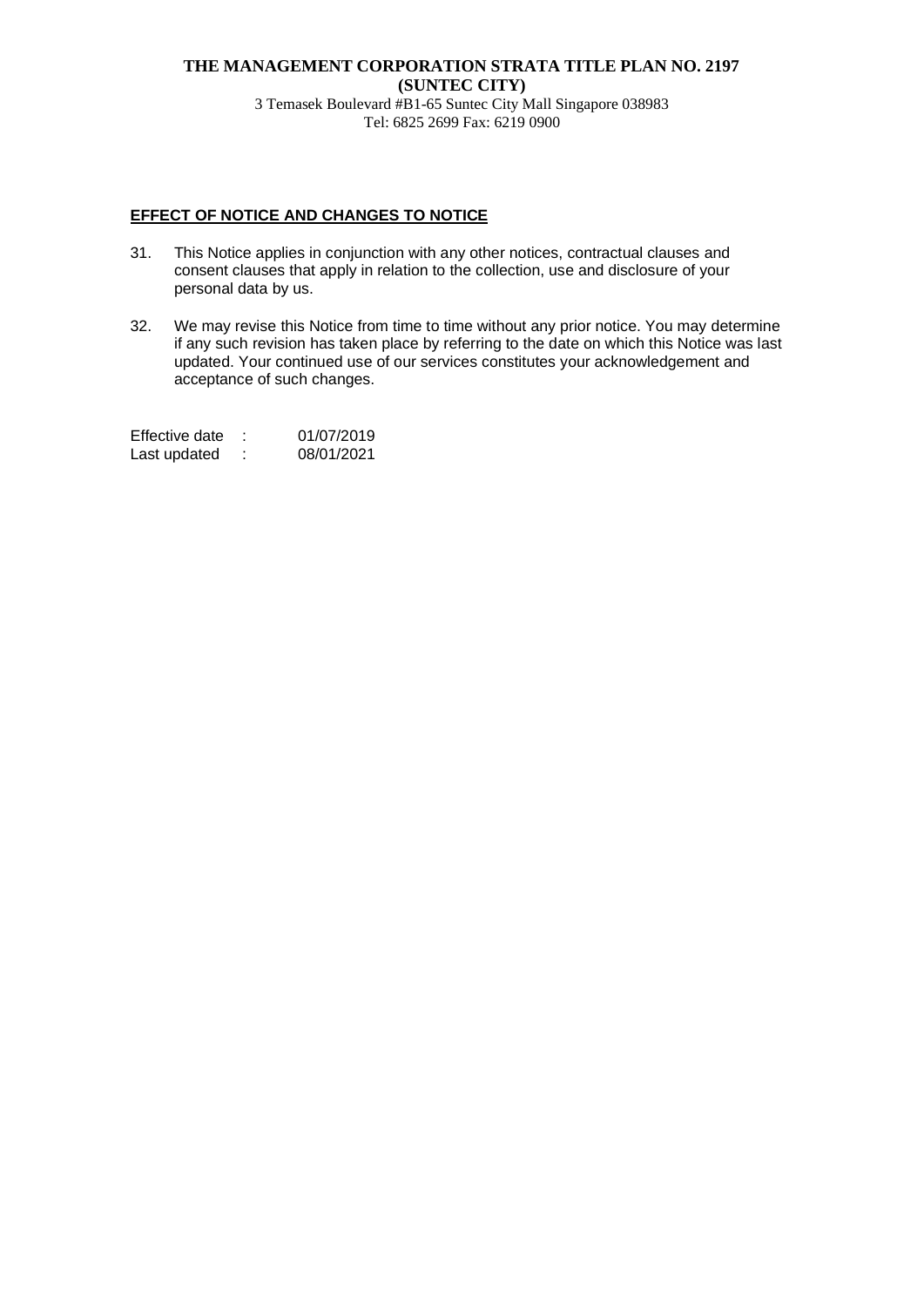**EFFECT OF NOTICE AND CHANGES TO NOTICE**

31. This Notice applies in conjunction with any other notices, contractual clauses and consent clauses that apply in relation to the collection, use and disclosure of your personal data by us.

32. We may revise this Notice from time to time without any prior notice. You may determine if any such revision has taken place by referring to the date on which this Notice was last updated. Your continued use of our services constitutes your acknowledgement and acceptance of such changes.

| | | |
|---|---|---|
| Effective date | : | 01/07/2019 |
| Last updated | : | 08/01/2021 |